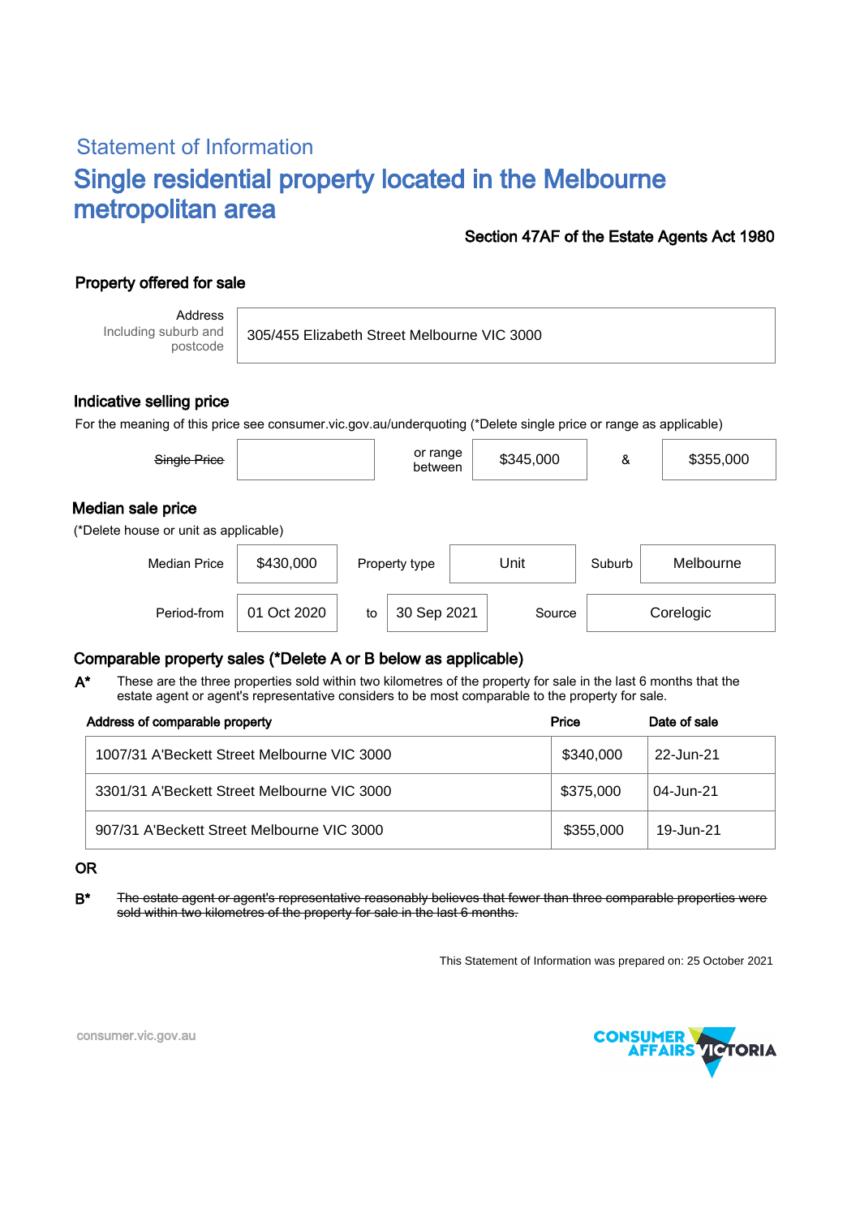## Statement of Information

# Single residential property located in the Melbourne metropolitan area

**Section 47AF of the Estate Agents Act 1980**

### Property offered for sale

| Address Including suburb and postcode | 305/455 Elizabeth Street Melbourne VIC 3000 |
|---|---|

### Indicative selling price

For the meaning of this price see consumer.vic.gov.au/underquoting (*Delete single price or range as applicable)

| ~~Single Price~~ | | or range between | $345,000 | & | $355,000 |
|---|---|---|---|---|---|

### Median sale price

(*Delete house or unit as applicable)

| Median Price | $430,000 | Property type | Unit | Suburb | Melbourne |
|---|---|---|---|---|---|
| Period-from | 01 Oct 2020 | to | 30 Sep 2021 | Source | Corelogic |

### Comparable property sales (*Delete A or B below as applicable)

**A*** These are the three properties sold within two kilometres of the property for sale in the last 6 months that the estate agent or agent's representative considers to be most comparable to the property for sale.

| Address of comparable property | Price | Date of sale |
|---|---|---|
| 1007/31 A'Beckett Street Melbourne VIC 3000 | $340,000 | 22-Jun-21 |
| 3301/31 A'Beckett Street Melbourne VIC 3000 | $375,000 | 04-Jun-21 |
| 907/31 A'Beckett Street Melbourne VIC 3000 | $355,000 | 19-Jun-21 |

OR

**B*** ~~The estate agent or agent's representative reasonably believes that fewer than three comparable properties were sold within two kilometres of the property for sale in the last 6 months.~~

This Statement of Information was prepared on: 25 October 2021

consumer.vic.gov.au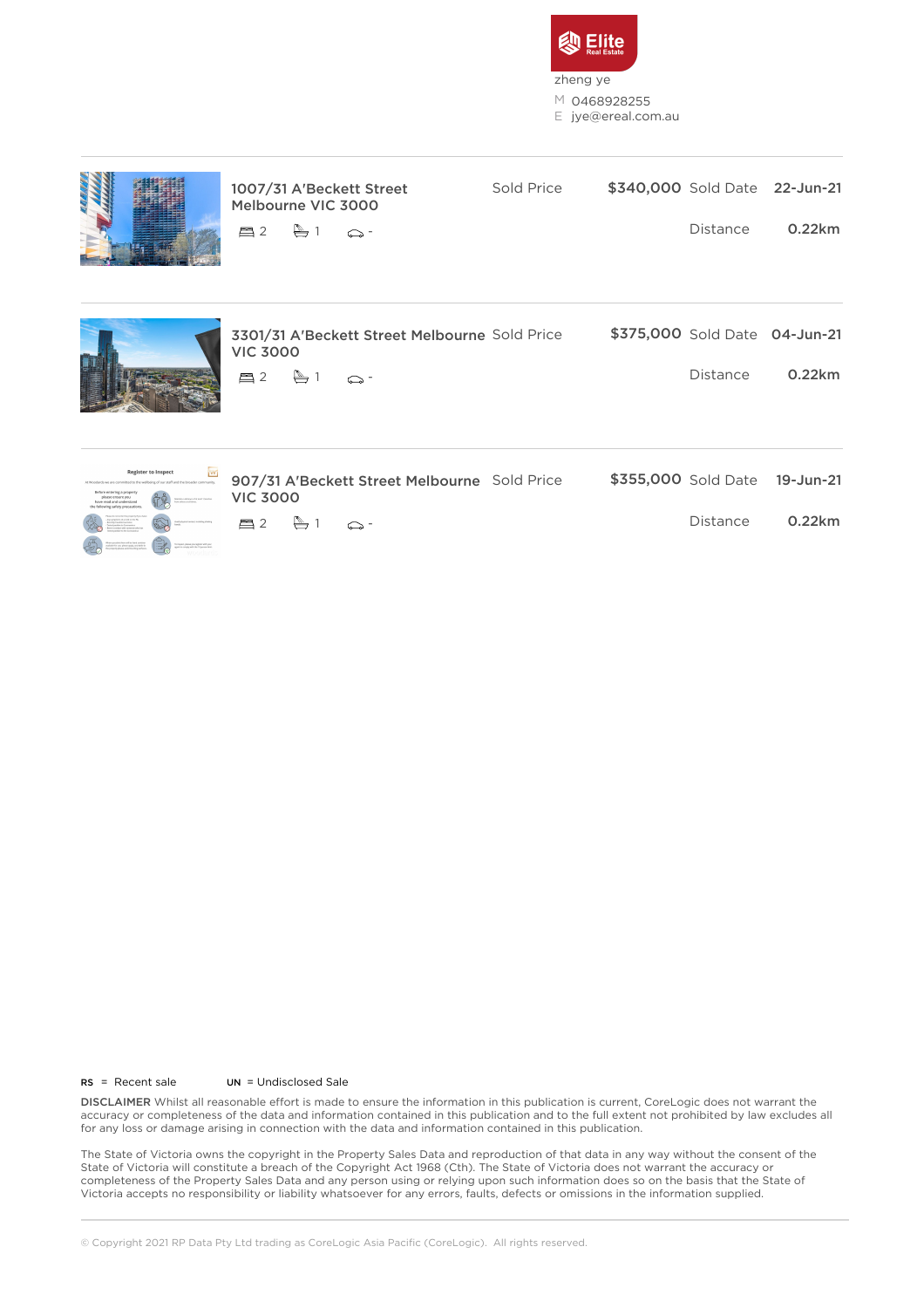Elite Real Estate

zheng ye

M 0468928255

E jye@ereal.com.au

| | | | | |
|---|---|---|---|---|
| 1007/31 A'Beckett Street Melbourne VIC 3000 | Sold Price | $340,000 | Sold Date | 22-Jun-21 |
| 2 bed, 1 bath, - car | | | Distance | 0.22km |
| 3301/31 A'Beckett Street Melbourne VIC 3000 | Sold Price | $375,000 | Sold Date | 04-Jun-21 |
| 2 bed, 1 bath, - car | | | Distance | 0.22km |
| 907/31 A'Beckett Street Melbourne VIC 3000 | Sold Price | $355,000 | Sold Date | 19-Jun-21 |
| 2 bed, 1 bath, - car | | | Distance | 0.22km |

**RS** = Recent sale **UN** = Undisclosed Sale

**DISCLAIMER** Whilst all reasonable effort is made to ensure the information in this publication is current, CoreLogic does not warrant the accuracy or completeness of the data and information contained in this publication and to the full extent not prohibited by law excludes all for any loss or damage arising in connection with the data and information contained in this publication.

The State of Victoria owns the copyright in the Property Sales Data and reproduction of that data in any way without the consent of the State of Victoria will constitute a breach of the Copyright Act 1968 (Cth). The State of Victoria does not warrant the accuracy or completeness of the Property Sales Data and any person using or relying upon such information does so on the basis that the State of Victoria accepts no responsibility or liability whatsoever for any errors, faults, defects or omissions in the information supplied.

© Copyright 2021 RP Data Pty Ltd trading as CoreLogic Asia Pacific (CoreLogic). All rights reserved.